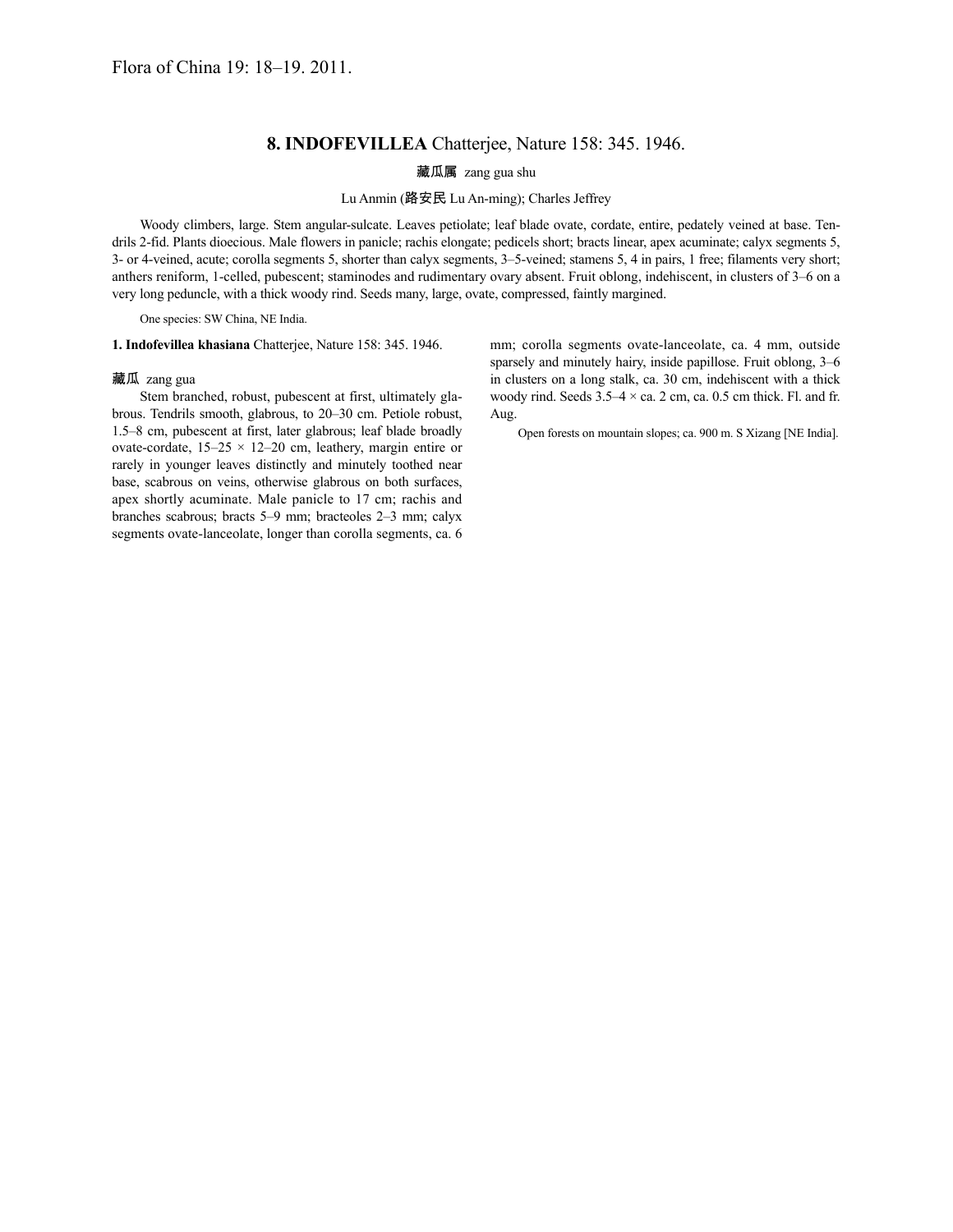Flora of China 19: 18–19. 2011.

## 8. **INDOFEVILLEA** Chatterjee, Nature 158: 345. 1946.

藏瓜属 zang gua shu

Lu Anmin (路安民 Lu An-ming); Charles Jeffrey

Woody climbers, large. Stem angular-sulcate. Leaves petiolate; leaf blade ovate, cordate, entire, pedately veined at base. Tendrils 2-fid. Plants dioecious. Male flowers in panicle; rachis elongate; pedicels short; bracts linear, apex acuminate; calyx segments 5, 3- or 4-veined, acute; corolla segments 5, shorter than calyx segments, 3–5-veined; stamens 5, 4 in pairs, 1 free; filaments very short; anthers reniform, 1-celled, pubescent; staminodes and rudimentary ovary absent. Fruit oblong, indehiscent, in clusters of 3–6 on a very long peduncle, with a thick woody rind. Seeds many, large, ovate, compressed, faintly margined.

One species: SW China, NE India.

**1. Indofevillea khasiana** Chatterjee, Nature 158: 345. 1946.

藏瓜 zang gua

Stem branched, robust, pubescent at first, ultimately glabrous. Tendrils smooth, glabrous, to 20–30 cm. Petiole robust, 1.5–8 cm, pubescent at first, later glabrous; leaf blade broadly ovate-cordate, 15–25 × 12–20 cm, leathery, margin entire or rarely in younger leaves distinctly and minutely toothed near base, scabrous on veins, otherwise glabrous on both surfaces, apex shortly acuminate. Male panicle to 17 cm; rachis and branches scabrous; bracts 5–9 mm; bracteoles 2–3 mm; calyx segments ovate-lanceolate, longer than corolla segments, ca. 6 mm; corolla segments ovate-lanceolate, ca. 4 mm, outside sparsely and minutely hairy, inside papillose. Fruit oblong, 3–6 in clusters on a long stalk, ca. 30 cm, indehiscent with a thick woody rind. Seeds 3.5–4 × ca. 2 cm, ca. 0.5 cm thick. Fl. and fr. Aug.

Open forests on mountain slopes; ca. 900 m. S Xizang [NE India].